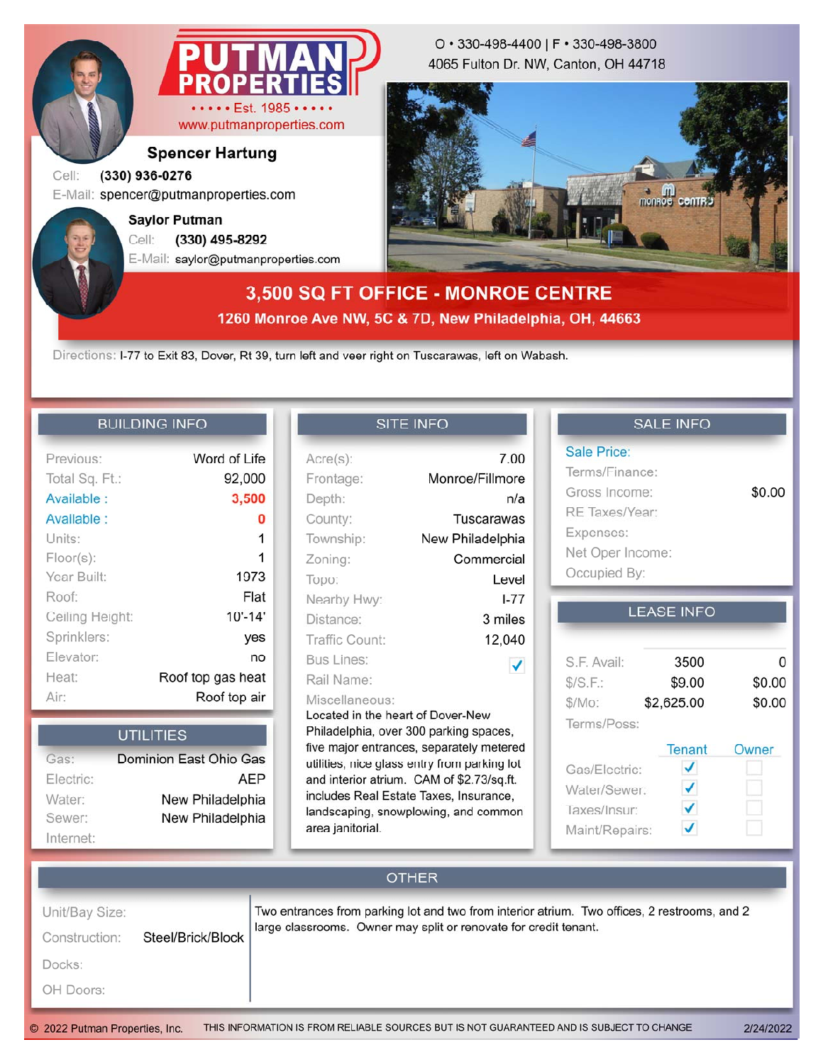# PUTMAN PROPERTIES

Est. 1985

www.putmanproperties.com

O • 330-498-4400 | F • 330-498-3800
4065 Fulton Dr. NW, Canton, OH 44718

**Spencer Hartung**
Cell: **(330) 936-0276**
E-Mail: spencer@putmanproperties.com

**Saylor Putman**
Cell: **(330) 495-8292**
E-Mail: saylor@putmanproperties.com

## 3,500 SQ FT OFFICE - MONROE CENTRE

**1260 Monroe Ave NW, 5C & 7D, New Philadelphia, OH, 44663**

Directions: I-77 to Exit 83, Dover, Rt 39, turn left and veer right on Tuscarawas, left on Wabash.

### BUILDING INFO

| | |
|---|---|
| Previous: | Word of Life |
| Total Sq. Ft.: | 92,000 |
| Available : | 3,500 |
| Available : | 0 |
| Units: | 1 |
| Floor(s): | 1 |
| Year Built: | 1973 |
| Roof: | Flat |
| Ceiling Height: | 10'-14' |
| Sprinklers: | yes |
| Elevator: | no |
| Heat: | Roof top gas heat |
| Air: | Roof top air |

### UTILITIES

| | |
|---|---|
| Gas: | Dominion East Ohio Gas |
| Electric: | AEP |
| Water: | New Philadelphia |
| Sewer: | New Philadelphia |
| Internet: | |

### SITE INFO

| | |
|---|---|
| Acre(s): | 7.00 |
| Frontage: | Monroe/Fillmore |
| Depth: | n/a |
| County: | Tuscarawas |
| Township: | New Philadelphia |
| Zoning: | Commercial |
| Topo: | Level |
| Nearby Hwy: | I-77 |
| Distance: | 3 miles |
| Traffic Count: | 12,040 |
| Bus Lines: | ✓ |
| Rail Name: | |

Miscellaneous:
Located in the heart of Dover-New Philadelphia, over 300 parking spaces, five major entrances, separately metered utilities, nice glass entry from parking lot and interior atrium. CAM of $2.73/sq.ft. includes Real Estate Taxes, Insurance, landscaping, snowplowing, and common area janitorial.

### SALE INFO

| | |
|---|---|
| Sale Price: | |
| Terms/Finance: | |
| Gross Income: | $0.00 |
| RE Taxes/Year: | |
| Expenses: | |
| Net Oper Income: | |
| Occupied By: | |

### LEASE INFO

| | | |
|---|---|---|
| S.F. Avail: | 3500 | 0 |
| $/S.F.: | $9.00 | $0.00 |
| $/Mo: | $2,625.00 | $0.00 |
| Terms/Poss: | | |

| | Tenant | Owner |
|---|---|---|
| Gas/Electric: | ✓ | |
| Water/Sewer: | ✓ | |
| Taxes/Insur: | ✓ | |
| Maint/Repairs: | ✓ | |

### OTHER

| | |
|---|---|
| Unit/Bay Size: | |
| Construction: | Steel/Brick/Block |
| Docks: | |
| OH Doors: | |

Two entrances from parking lot and two from interior atrium. Two offices, 2 restrooms, and 2 large classrooms. Owner may split or renovate for credit tenant.

© 2022 Putman Properties, Inc. THIS INFORMATION IS FROM RELIABLE SOURCES BUT IS NOT GUARANTEED AND IS SUBJECT TO CHANGE 2/24/2022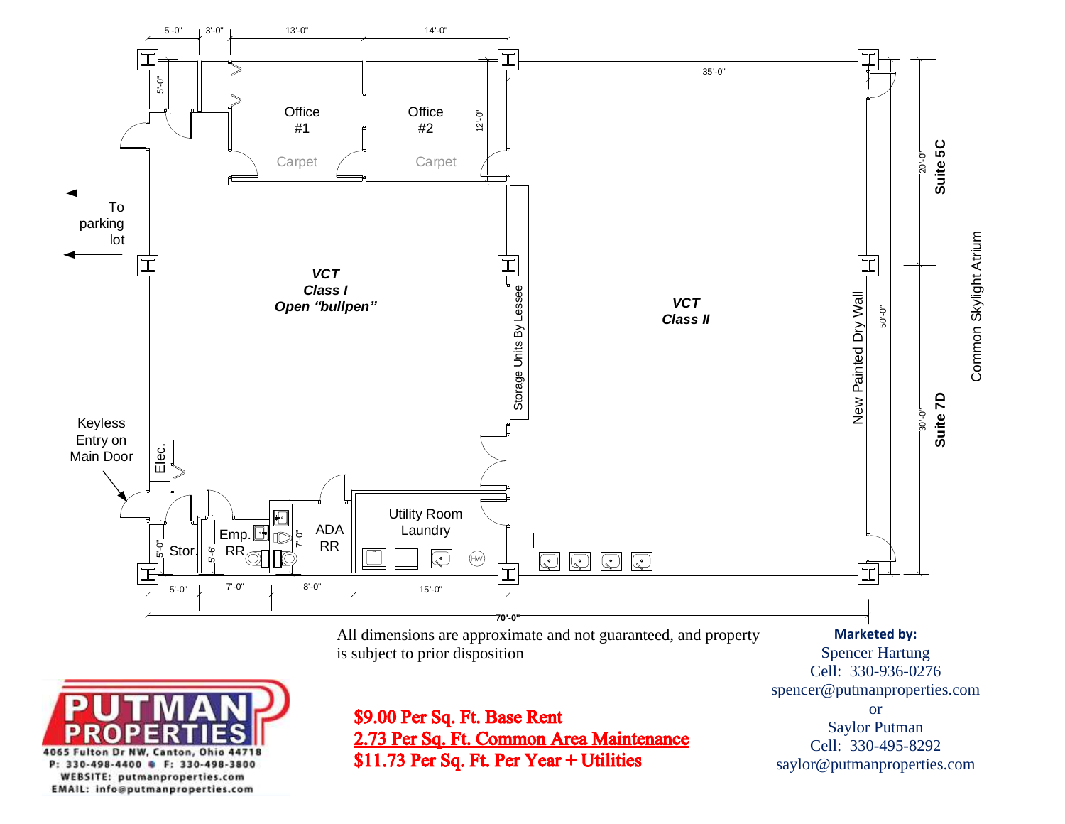5'-0" 3'-0" 13'-0" 14'-0"

5'-0"

Office #1

Carpet

Office #2

Carpet

12'-0"

35'-0"

20'-0" Suite 5C

To parking lot

VCT Class I Open "bullpen"

Storage Units By Lessee

VCT Class II

New Painted Dry Wall

50'-0"

Common Skylight Atrium

30'-0" Suite 7D

Keyless Entry on Main Door

Elec.

Stor.

5'-0"

5'-6"

Emp. RR

7'-0"

ADA RR

Utility Room Laundry

HW

5'-0" 7'-0" 8'-0" 15'-0"

70'-0"

All dimensions are approximate and not guaranteed, and property is subject to prior disposition

**Marketed by:**
Spencer Hartung
Cell: 330-936-0276
spencer@putmanproperties.com
or
Saylor Putman
Cell: 330-495-8292
saylor@putmanproperties.com

**PUTMAN PROPERTIES**
4065 Fulton Dr NW, Canton, Ohio 44718
P: 330-498-4400 • F: 330-498-3800
WEBSITE: putmanproperties.com
EMAIL: info@putmanproperties.com

**$9.00 Per Sq. Ft. Base Rent**
**2.73 Per Sq. Ft. Common Area Maintenance**
**$11.73 Per Sq. Ft. Per Year + Utilities**